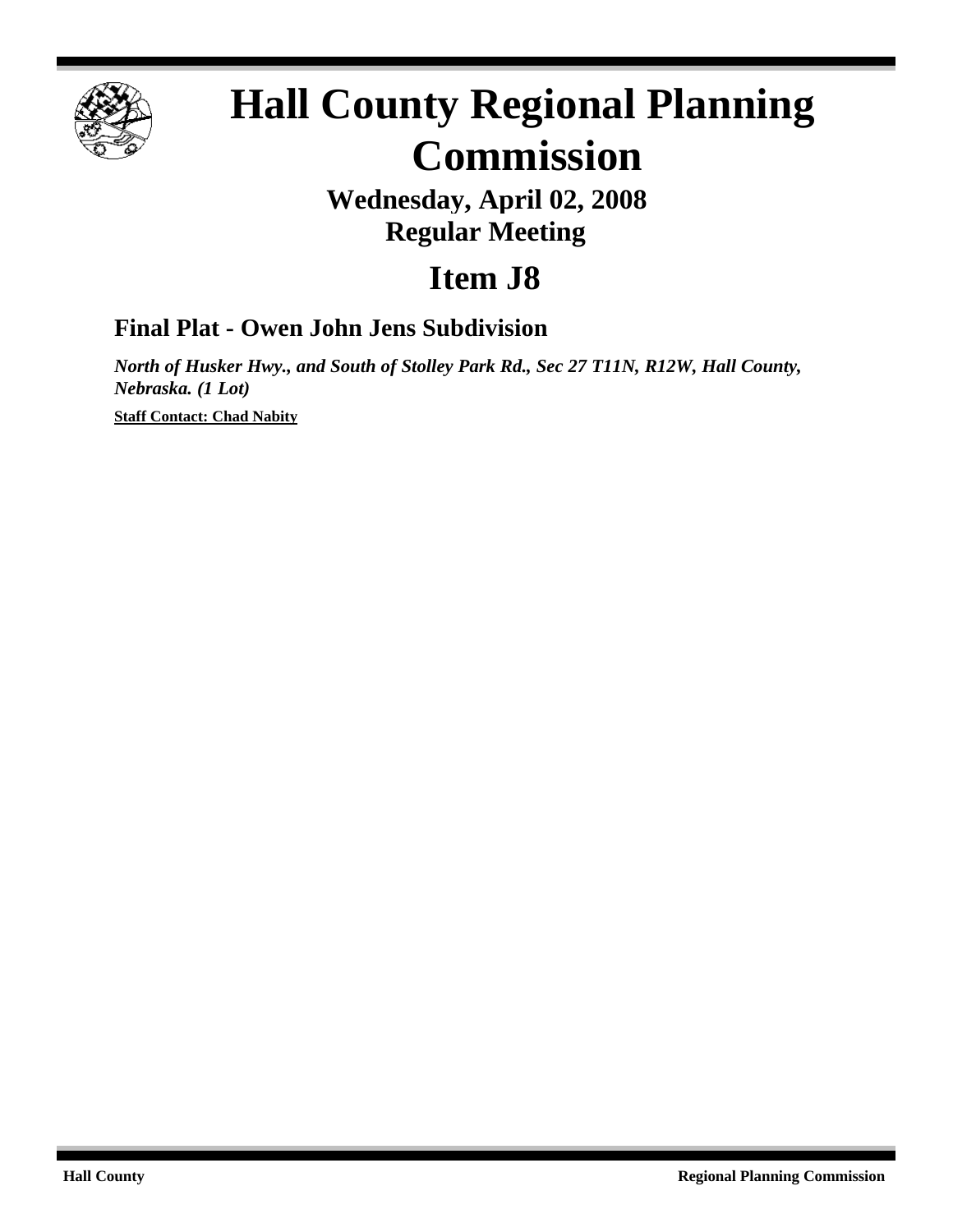# Hall County Regional Planning Commission

## Wednesday, April 02, 2008
## Regular Meeting

# Item J8

### Final Plat - Owen John Jens Subdivision

***North of Husker Hwy., and South of Stolley Park Rd., Sec 27 T11N, R12W, Hall County, Nebraska. (1 Lot)***

**Staff Contact: Chad Nabity**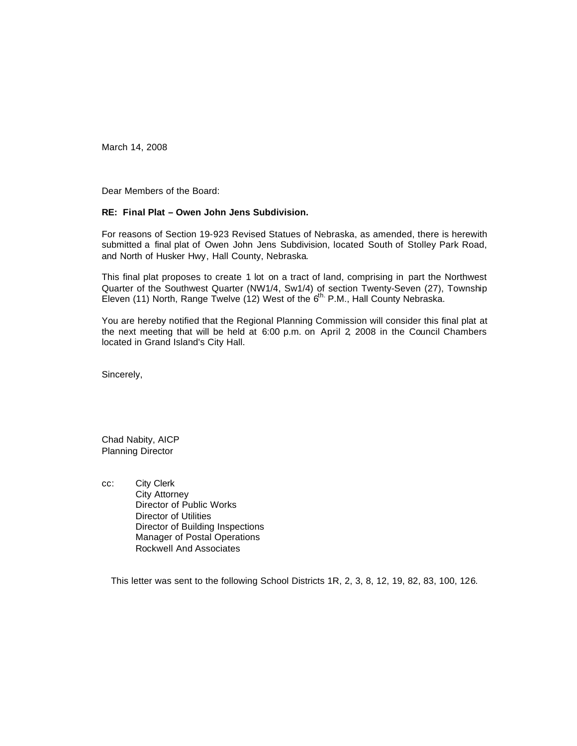March 14, 2008

Dear Members of the Board:

**RE: Final Plat – Owen John Jens Subdivision.**

For reasons of Section 19-923 Revised Statues of Nebraska, as amended, there is herewith submitted a final plat of Owen John Jens Subdivision, located South of Stolley Park Road, and North of Husker Hwy, Hall County, Nebraska.

This final plat proposes to create 1 lot on a tract of land, comprising in part the Northwest Quarter of the Southwest Quarter (NW1/4, Sw1/4) of section Twenty-Seven (27), Township Eleven (11) North, Range Twelve (12) West of the $6^{th.}$ P.M., Hall County Nebraska.

You are hereby notified that the Regional Planning Commission will consider this final plat at the next meeting that will be held at 6:00 p.m. on April 2, 2008 in the Council Chambers located in Grand Island's City Hall.

Sincerely,

Chad Nabity, AICP
Planning Director

cc: City Clerk
City Attorney
Director of Public Works
Director of Utilities
Director of Building Inspections
Manager of Postal Operations
Rockwell And Associates

This letter was sent to the following School Districts 1R, 2, 3, 8, 12, 19, 82, 83, 100, 126.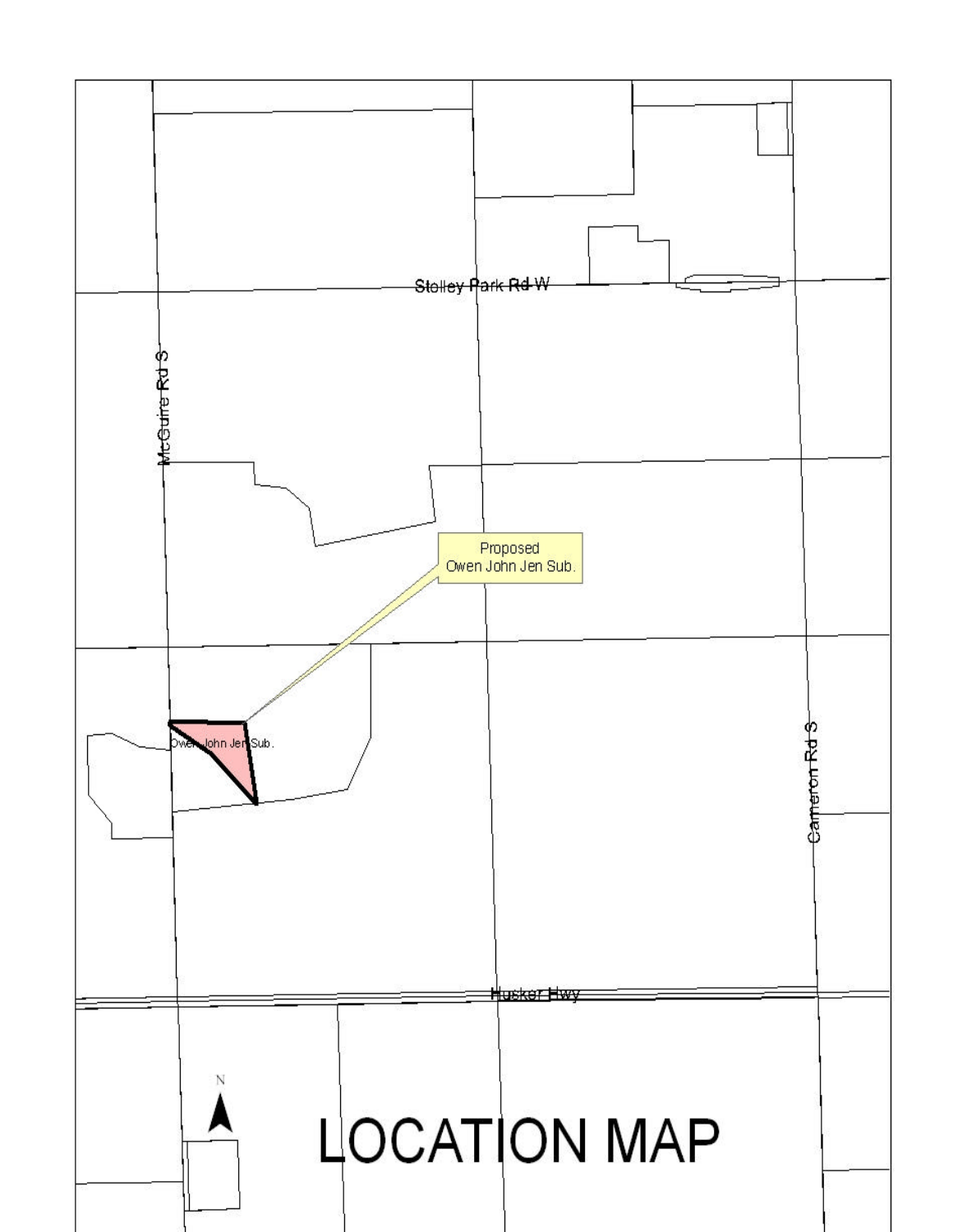Stolley Park Rd W

McGuire Rd S

Proposed
Owen John Jen Sub.

Owen John Jen Sub.

Cameron Rd S

Husker Hwy

N

# LOCATION MAP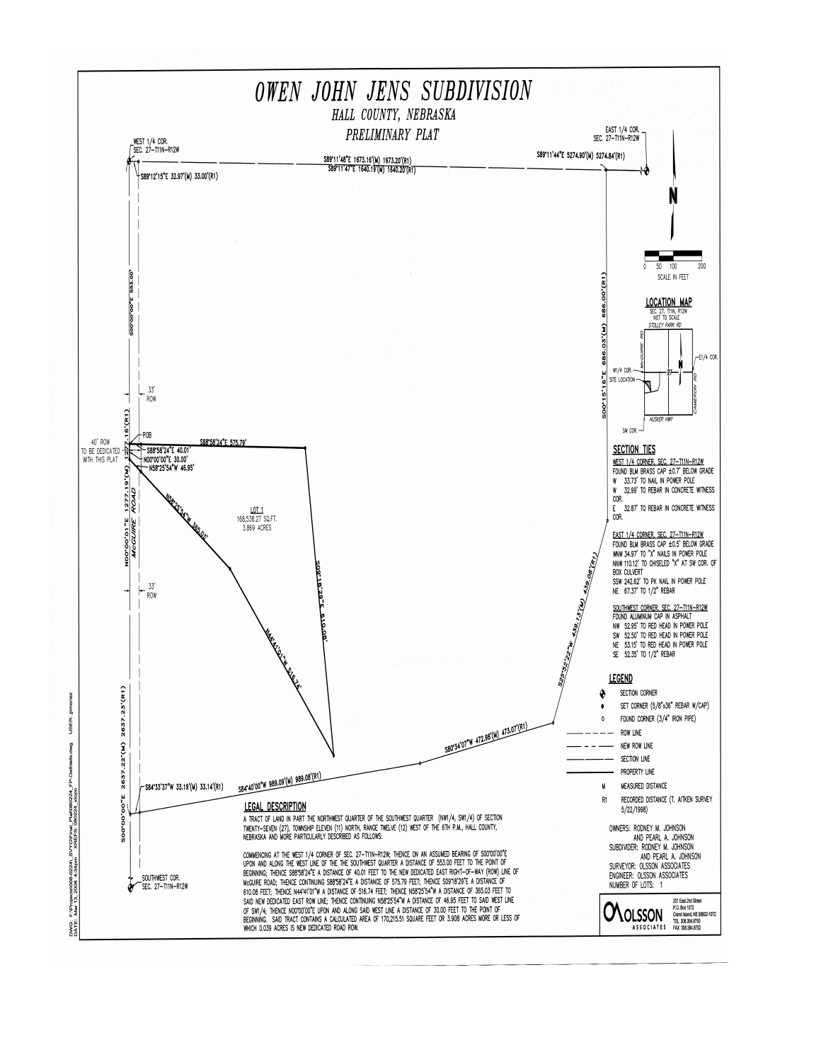# OWEN JOHN JENS SUBDIVISION

## HALL COUNTY, NEBRASKA

## PRELIMINARY PLAT

WEST 1/4 COR.
SEC. 27–T11N–R12W

S89°11'48"E 1673.16'(M) 1673.20'(R1)

S89°11'47"E 1640.19'(M) 1640.20'(R1)

S89°11'44"E 5274.90'(M) 5274.84'(R1)

EAST 1/4 COR.
SEC. 27–T11N–R12W

S89°12'15"E 32.97'(M) 33.00'(R1)

S00°00'00"E 553.00'

33' ROW

POB

40' ROW TO BE DEDICATED WITH THIS PLAT

S88°58'24"E 40.01'

N00°00'00"E 30.00'

N58°25'54"W 46.95'

S88°58'24"E 575.79'

N58°25'54"W 365.03'

LOT 1
168,538.27 SQ.FT.
3.869 ACRES

S09°18'29"E 610.08'

N44°41'01"W 516.74'

N00°00'01"E 1277.19'(M) 1277.16'(R1)

McGUIRE ROAD

33' ROW

S00°15'16"E 686.03'(M) 686.00'(R1)

S25°52'22"W 439.13'(M) 439.08'(R1)

S80°34'07"W 472.98'(M) 473.07'(R1)

S84°40'00"W 989.09'(M) 989.08'(R1)

S84°33'37"W 33.19'(M) 33.14'(R1)

S00°00'00"E 2637.22'(M) 2637.23'(R1)

SOUTHWEST COR.
SEC. 27–T11N–R12W

N

0 50 100 200
SCALE IN FEET

### LOCATION MAP

SEC. 27, T11N, R12W
NOT TO SCALE

STOLLEY PARK RD
McGUIRE RD
CAMERON RD
HUSKER HWY
W1/4 COR.
SITE LOCATION
E1/4 COR.
SW COR.
27

### SECTION TIES

WEST 1/4 CORNER, SEC. 27–T11N–R12W
FOUND BLM BRASS CAP ±0.7' BELOW GRADE
W 33.73' TO NAIL IN POWER POLE
W 32.99' TO REBAR IN CONCRETE WITNESS COR.
E 32.87' TO REBAR IN CONCRETE WITNESS COR.

EAST 1/4 CORNER, SEC. 27–T11N–R12W
FOUND BLM BRASS CAP ±0.5' BELOW GRADE
WNW 34.97' TO "X" NAILS IN POWER POLE
NNW 110.12' TO CHISELED "X" AT SW COR. OF BOX CULVERT
SSW 242.62' TO PK NAIL IN POWER POLE
NE 67.37' TO 1/2" REBAR

SOUTHWEST CORNER, SEC. 27–T11N–R12W
FOUND ALUMINUM CAP IN ASPHALT
NW 52.95' TO RED HEAD IN POWER POLE
SW 52.50' TO RED HEAD IN POWER POLE
NE 53.15' TO RED HEAD IN POWER POLE
SE 52.35' TO 1/2" REBAR

### LEGEND

- SECTION CORNER
- SET CORNER (5/8"x36" REBAR W/CAP)
- FOUND CORNER (3/4" IRON PIPE)
- ROW LINE
- NEW ROW LINE
- SECTION LINE
- PROPERTY LINE
- M MEASURED DISTANCE
- R1 RECORDED DISTANCE (T. AITKEN SURVEY 5/22/1998)

OWNERS: RODNEY M. JOHNSON AND PEARL A. JOHNSON
SUBDIVIDER: RODNEY M. JOHNSON AND PEARL A. JOHNSON
SURVEYOR: OLSSON ASSOCIATES
ENGINEER: OLSSON ASSOCIATES
NUMBER OF LOTS: 1

### LEGAL DESCRIPTION

A TRACT OF LAND IN PART THE NORTHWEST QUARTER OF THE SOUTHWEST QUARTER (NW1/4, SW1/4) OF SECTION TWENTY-SEVEN (27), TOWNSHIP ELEVEN (11) NORTH, RANGE TWELVE (12) WEST OF THE 6TH P.M., HALL COUNTY, NEBRASKA AND MORE PARTICULARLY DESCRIBED AS FOLLOWS:

COMMENCING AT THE WEST 1/4 CORNER OF SEC. 27–T11N–R12W; THENCE ON AN ASSUMED BEARING OF S00°00'00"E UPON AND ALONG THE WEST LINE OF THE THE SOUTHWEST QUARTER A DISTANCE OF 553.00 FEET TO THE POINT OF BEGINNING; THENCE S88°58'24"E A DISTANCE OF 40.01 FEET TO THE NEW DEDICATED EAST RIGHT–OF–WAY (ROW) LINE OF McGUIRE ROAD; THENCE CONTINUING S88°58'24"E A DISTANCE OF 575.79 FEET; THENCE S09°18'29"E A DISTANCE OF 610.08 FEET; THENCE N44°41'01"W A DISTANCE OF 516.74 FEET; THENCE N58°25'54"W A DISTANCE OF 365.03 FEET TO SAID NEW DEDICATED EAST ROW LINE; THENCE CONTINUING N58°25'54"W A DISTANCE OF 46.95 FEET TO SAID WEST LINE OF SW1/4; THENCE N00°00'00"E UPON AND ALONG SAID WEST LINE A DISTANCE OF 30.00 FEET TO THE POINT OF BEGINNING. SAID TRACT CONTAINS A CALCULATED AREA OF 170,215.51 SQUARE FEET OR 3.908 ACRES MORE OR LESS OF WHICH 0.039 ACRES IS NEW DEDICATED ROAD ROW.

OLSSON ASSOCIATES
201 East 2nd Street
P.O. Box 1072
Grand Island, NE 68802-1072
TEL 308.384.8750
FAX 308.384.8752